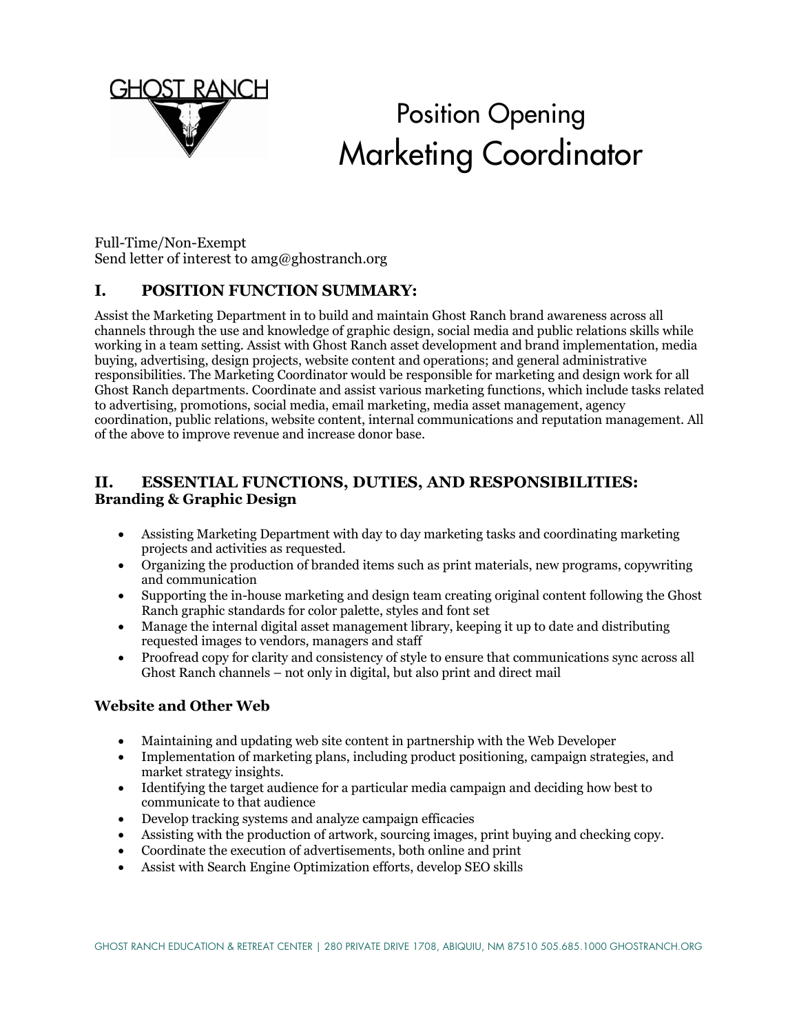GHOST RANCH

# Position Opening
# Marketing Coordinator

Full-Time/Non-Exempt
Send letter of interest to amg@ghostranch.org

## I. POSITION FUNCTION SUMMARY:

Assist the Marketing Department in to build and maintain Ghost Ranch brand awareness across all channels through the use and knowledge of graphic design, social media and public relations skills while working in a team setting. Assist with Ghost Ranch asset development and brand implementation, media buying, advertising, design projects, website content and operations; and general administrative responsibilities. The Marketing Coordinator would be responsible for marketing and design work for all Ghost Ranch departments. Coordinate and assist various marketing functions, which include tasks related to advertising, promotions, social media, email marketing, media asset management, agency coordination, public relations, website content, internal communications and reputation management. All of the above to improve revenue and increase donor base.

## II. ESSENTIAL FUNCTIONS, DUTIES, AND RESPONSIBILITIES:

### Branding & Graphic Design

- Assisting Marketing Department with day to day marketing tasks and coordinating marketing projects and activities as requested.
- Organizing the production of branded items such as print materials, new programs, copywriting and communication
- Supporting the in-house marketing and design team creating original content following the Ghost Ranch graphic standards for color palette, styles and font set
- Manage the internal digital asset management library, keeping it up to date and distributing requested images to vendors, managers and staff
- Proofread copy for clarity and consistency of style to ensure that communications sync across all Ghost Ranch channels – not only in digital, but also print and direct mail

### Website and Other Web

- Maintaining and updating web site content in partnership with the Web Developer
- Implementation of marketing plans, including product positioning, campaign strategies, and market strategy insights.
- Identifying the target audience for a particular media campaign and deciding how best to communicate to that audience
- Develop tracking systems and analyze campaign efficacies
- Assisting with the production of artwork, sourcing images, print buying and checking copy.
- Coordinate the execution of advertisements, both online and print
- Assist with Search Engine Optimization efforts, develop SEO skills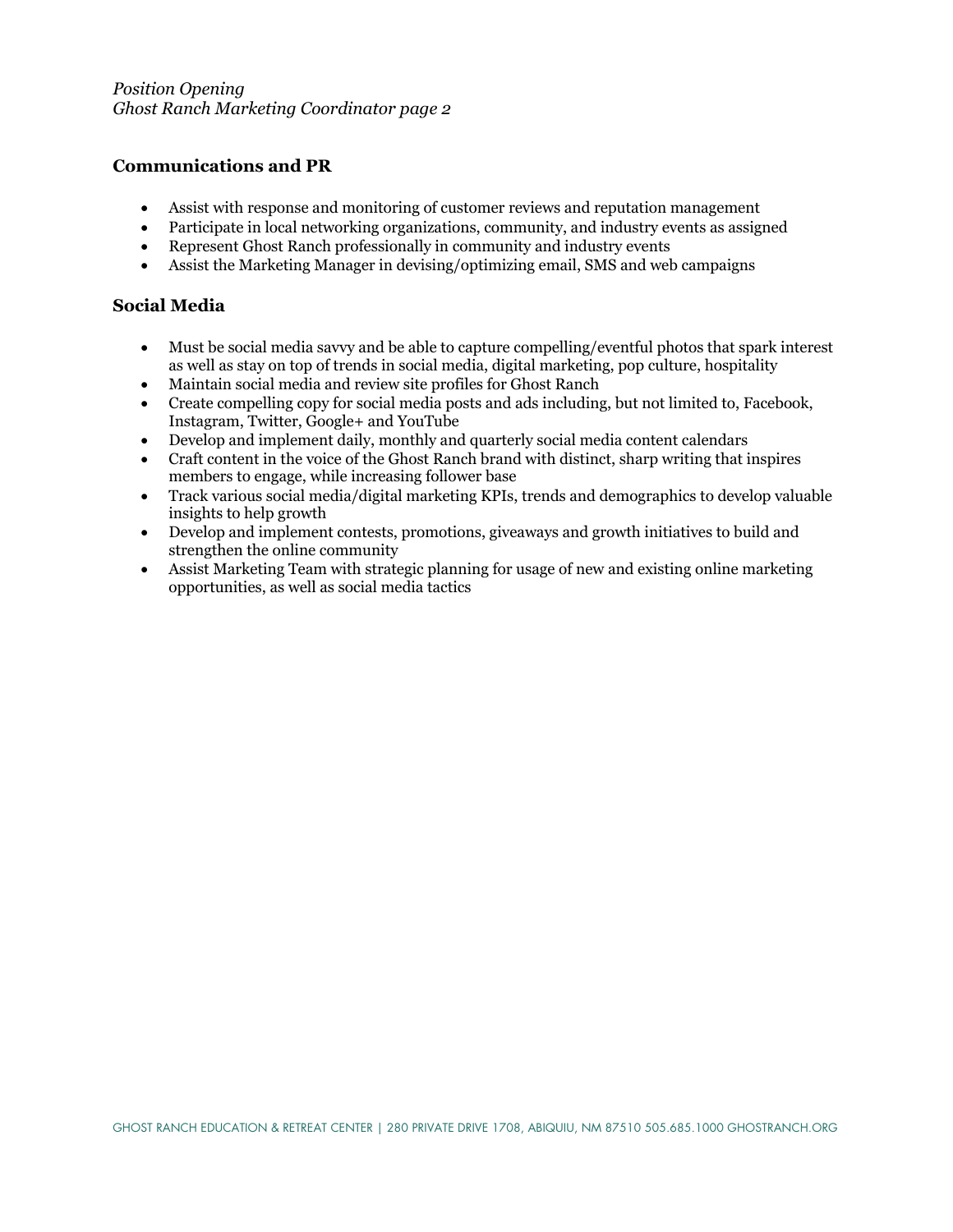## Communications and PR

- Assist with response and monitoring of customer reviews and reputation management
- Participate in local networking organizations, community, and industry events as assigned
- Represent Ghost Ranch professionally in community and industry events
- Assist the Marketing Manager in devising/optimizing email, SMS and web campaigns

## Social Media

- Must be social media savvy and be able to capture compelling/eventful photos that spark interest as well as stay on top of trends in social media, digital marketing, pop culture, hospitality
- Maintain social media and review site profiles for Ghost Ranch
- Create compelling copy for social media posts and ads including, but not limited to, Facebook, Instagram, Twitter, Google+ and YouTube
- Develop and implement daily, monthly and quarterly social media content calendars
- Craft content in the voice of the Ghost Ranch brand with distinct, sharp writing that inspires members to engage, while increasing follower base
- Track various social media/digital marketing KPIs, trends and demographics to develop valuable insights to help growth
- Develop and implement contests, promotions, giveaways and growth initiatives to build and strengthen the online community
- Assist Marketing Team with strategic planning for usage of new and existing online marketing opportunities, as well as social media tactics